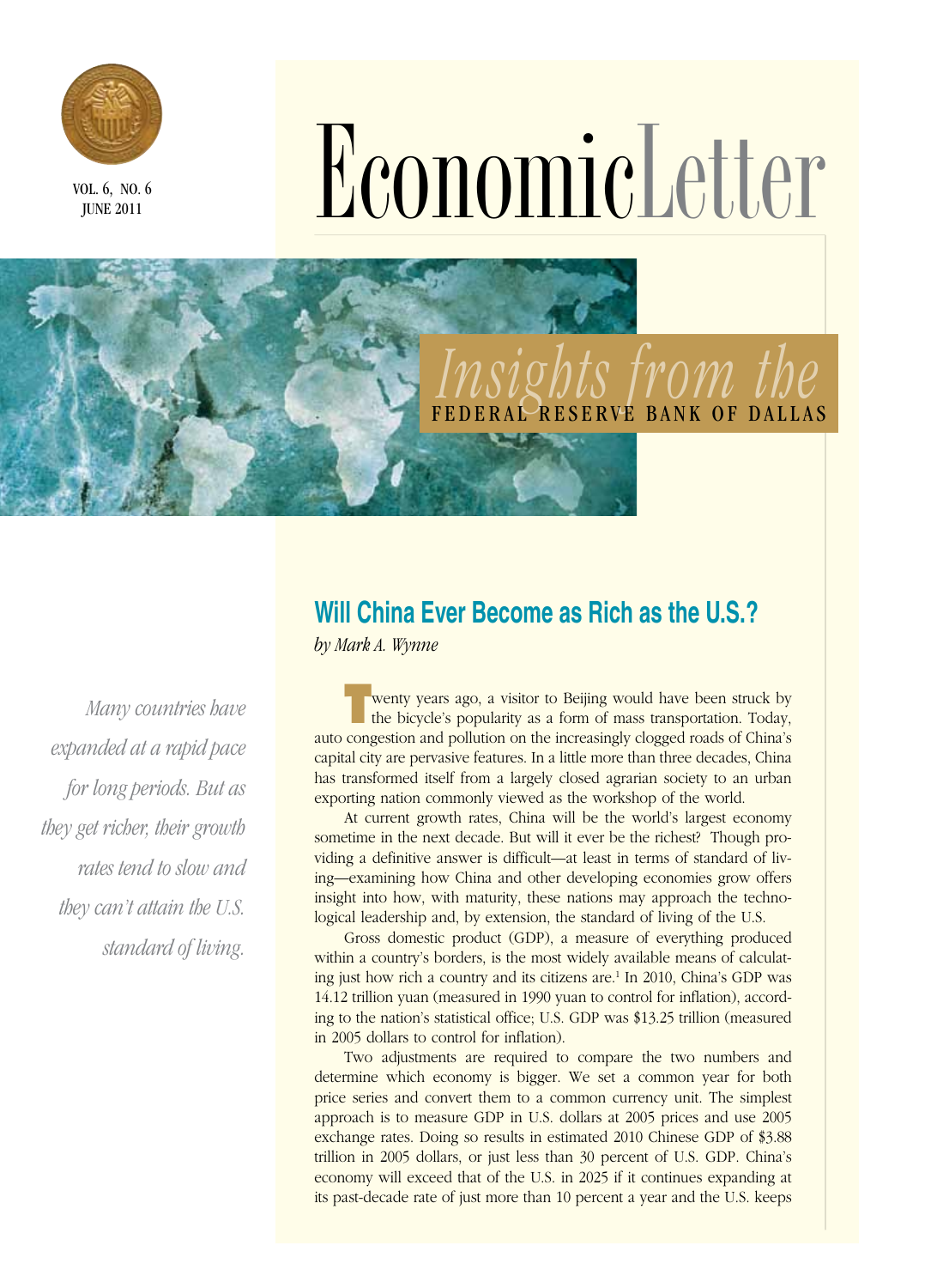# Economic Letter

*Insights from the* FEDERAL RESERVE BANK OF DALLAS

VOL. 6, NO. 6
JUNE 2011

## Will China Ever Become as Rich as the U.S.?

*by Mark A. Wynne*

*Many countries have expanded at a rapid pace for long periods. But as they get richer, their growth rates tend to slow and they can't attain the U.S. standard of living.*

Twenty years ago, a visitor to Beijing would have been struck by the bicycle's popularity as a form of mass transportation. Today, auto congestion and pollution on the increasingly clogged roads of China's capital city are pervasive features. In a little more than three decades, China has transformed itself from a largely closed agrarian society to an urban exporting nation commonly viewed as the workshop of the world.

At current growth rates, China will be the world's largest economy sometime in the next decade. But will it ever be the richest? Though providing a definitive answer is difficult—at least in terms of standard of living—examining how China and other developing economies grow offers insight into how, with maturity, these nations may approach the technological leadership and, by extension, the standard of living of the U.S.

Gross domestic product (GDP), a measure of everything produced within a country's borders, is the most widely available means of calculating just how rich a country and its citizens are.[1] In 2010, China's GDP was 14.12 trillion yuan (measured in 1990 yuan to control for inflation), according to the nation's statistical office; U.S. GDP was $13.25 trillion (measured in 2005 dollars to control for inflation).

Two adjustments are required to compare the two numbers and determine which economy is bigger. We set a common year for both price series and convert them to a common currency unit. The simplest approach is to measure GDP in U.S. dollars at 2005 prices and use 2005 exchange rates. Doing so results in estimated 2010 Chinese GDP of $3.88 trillion in 2005 dollars, or just less than 30 percent of U.S. GDP. China's economy will exceed that of the U.S. in 2025 if it continues expanding at its past-decade rate of just more than 10 percent a year and the U.S. keeps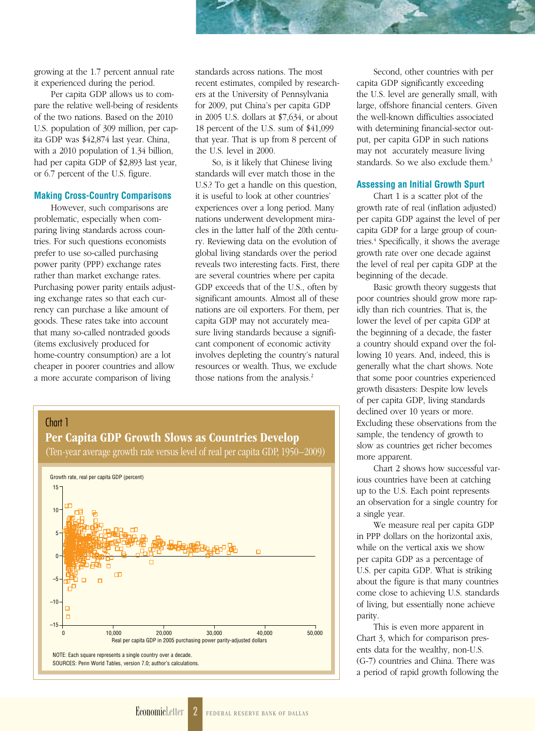growing at the 1.7 percent annual rate it experienced during the period.

Per capita GDP allows us to compare the relative well-being of residents of the two nations. Based on the 2010 U.S. population of 309 million, per capita GDP was $42,874 last year. China, with a 2010 population of 1.34 billion, had per capita GDP of $2,893 last year, or 6.7 percent of the U.S. figure.

### Making Cross-Country Comparisons

However, such comparisons are problematic, especially when comparing living standards across countries. For such questions economists prefer to use so-called purchasing power parity (PPP) exchange rates rather than market exchange rates. Purchasing power parity entails adjusting exchange rates so that each currency can purchase a like amount of goods. These rates take into account that many so-called nontraded goods (items exclusively produced for home-country consumption) are a lot cheaper in poorer countries and allow a more accurate comparison of living standards across nations. The most recent estimates, compiled by researchers at the University of Pennsylvania for 2009, put China's per capita GDP in 2005 U.S. dollars at $7,634, or about 18 percent of the U.S. sum of $41,099 that year. That is up from 8 percent of the U.S. level in 2000.

So, is it likely that Chinese living standards will ever match those in the U.S.? To get a handle on this question, it is useful to look at other countries' experiences over a long period. Many nations underwent development miracles in the latter half of the 20th century. Reviewing data on the evolution of global living standards over the period reveals two interesting facts. First, there are several countries where per capita GDP exceeds that of the U.S., often by significant amounts. Almost all of these nations are oil exporters. For them, per capita GDP may not accurately measure living standards because a significant component of economic activity involves depleting the country's natural resources or wealth. Thus, we exclude those nations from the analysis.[2]

Second, other countries with per capita GDP significantly exceeding the U.S. level are generally small, with large, offshore financial centers. Given the well-known difficulties associated with determining financial-sector output, per capita GDP in such nations may not accurately measure living standards. So we also exclude them.[3]

### Assessing an Initial Growth Spurt

Chart 1 is a scatter plot of the growth rate of real (inflation adjusted) per capita GDP against the level of per capita GDP for a large group of countries.[4] Specifically, it shows the average growth rate over one decade against the level of real per capita GDP at the beginning of the decade.

Basic growth theory suggests that poor countries should grow more rapidly than rich countries. That is, the lower the level of per capita GDP at the beginning of a decade, the faster a country should expand over the following 10 years. And, indeed, this is generally what the chart shows. Note that some poor countries experienced growth disasters: Despite low levels of per capita GDP, living standards declined over 10 years or more. Excluding these observations from the sample, the tendency of growth to slow as countries get richer becomes more apparent.

Chart 2 shows how successful various countries have been at catching up to the U.S. Each point represents an observation for a single country for a single year.

We measure real per capita GDP in PPP dollars on the horizontal axis, while on the vertical axis we show per capita GDP as a percentage of U.S. per capita GDP. What is striking about the figure is that many countries come close to achieving U.S. standards of living, but essentially none achieve parity.

This is even more apparent in Chart 3, which for comparison presents data for the wealthy, non-U.S. (G-7) countries and China. There was a period of rapid growth following the

**Chart 1**
**Per Capita GDP Growth Slows as Countries Develop**
(Ten-year average growth rate versus level of real per capita GDP, 1950–2009)

Growth rate, real per capita GDP (percent)

Real per capita GDP in 2005 purchasing power parity-adjusted dollars

NOTE: Each square represents a single country over a decade.
SOURCES: Penn World Tables, version 7.0; author's calculations.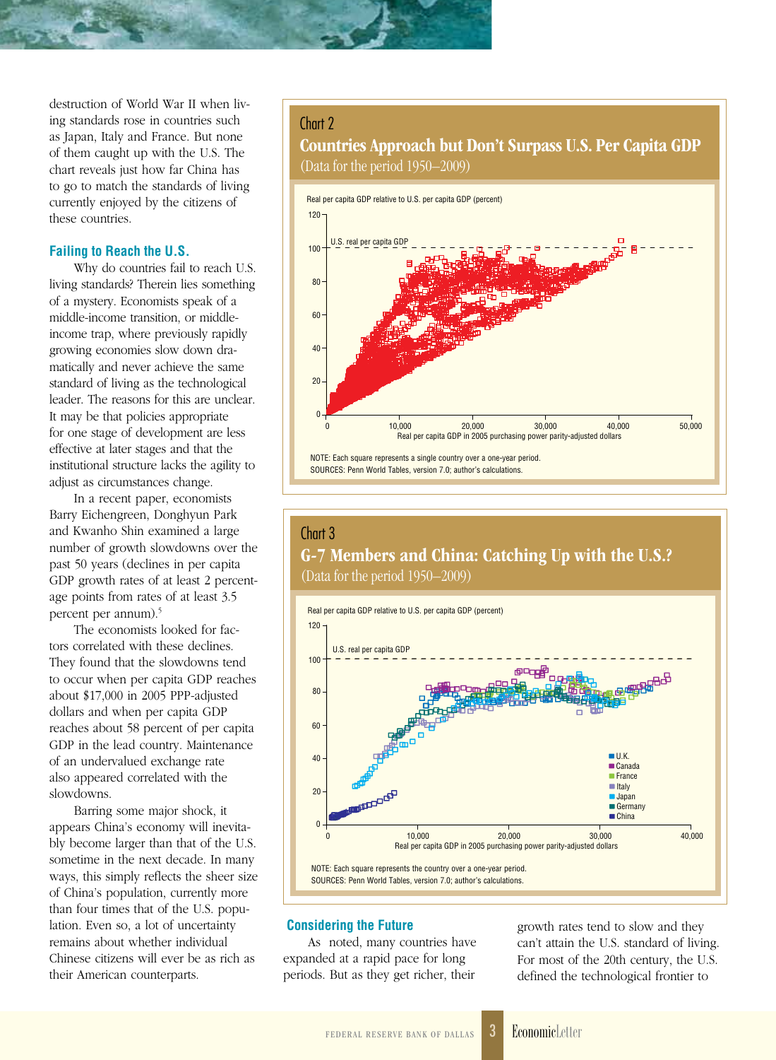destruction of World War II when living standards rose in countries such as Japan, Italy and France. But none of them caught up with the U.S. The chart reveals just how far China has to go to match the standards of living currently enjoyed by the citizens of these countries.

### Failing to Reach the U.S.

Why do countries fail to reach U.S. living standards? Therein lies something of a mystery. Economists speak of a middle-income transition, or middle-income trap, where previously rapidly growing economies slow down dramatically and never achieve the same standard of living as the technological leader. The reasons for this are unclear. It may be that policies appropriate for one stage of development are less effective at later stages and that the institutional structure lacks the agility to adjust as circumstances change.

In a recent paper, economists Barry Eichengreen, Donghyun Park and Kwanho Shin examined a large number of growth slowdowns over the past 50 years (declines in per capita GDP growth rates of at least 2 percentage points from rates of at least 3.5 percent per annum).[5]

The economists looked for factors correlated with these declines. They found that the slowdowns tend to occur when per capita GDP reaches about $17,000 in 2005 PPP-adjusted dollars and when per capita GDP reaches about 58 percent of per capita GDP in the lead country. Maintenance of an undervalued exchange rate also appeared correlated with the slowdowns.

Barring some major shock, it appears China's economy will inevitably become larger than that of the U.S. sometime in the next decade. In many ways, this simply reflects the sheer size of China's population, currently more than four times that of the U.S. population. Even so, a lot of uncertainty remains about whether individual Chinese citizens will ever be as rich as their American counterparts.

**Chart 2**

**Countries Approach but Don't Surpass U.S. Per Capita GDP**

(Data for the period 1950–2009)

NOTE: Each square represents a single country over a one-year period.

SOURCES: Penn World Tables, version 7.0; author's calculations.

**Chart 3**

**G-7 Members and China: Catching Up with the U.S.?**

(Data for the period 1950–2009)

NOTE: Each square represents the country over a one-year period.

SOURCES: Penn World Tables, version 7.0; author's calculations.

### Considering the Future

As noted, many countries have expanded at a rapid pace for long periods. But as they get richer, their growth rates tend to slow and they can't attain the U.S. standard of living. For most of the 20th century, the U.S. defined the technological frontier to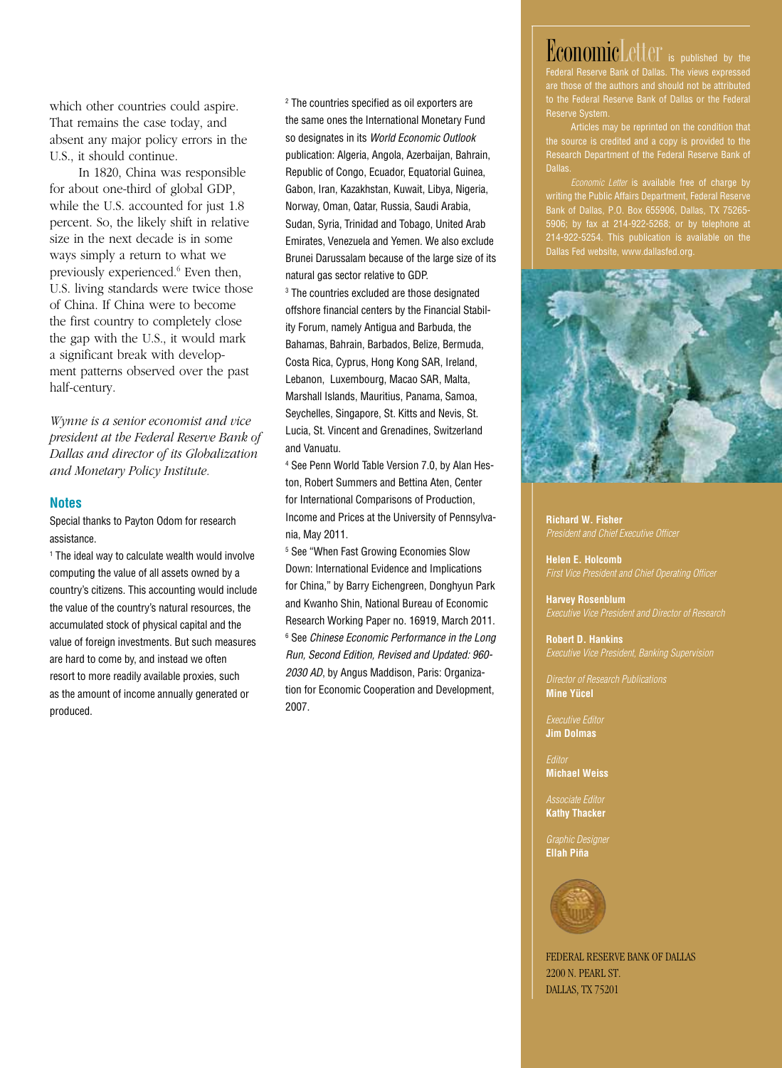which other countries could aspire. That remains the case today, and absent any major policy errors in the U.S., it should continue.

In 1820, China was responsible for about one-third of global GDP, while the U.S. accounted for just 1.8 percent. So, the likely shift in relative size in the next decade is in some ways simply a return to what we previously experienced.[6] Even then, U.S. living standards were twice those of China. If China were to become the first country to completely close the gap with the U.S., it would mark a significant break with development patterns observed over the past half-century.

*Wynne is a senior economist and vice president at the Federal Reserve Bank of Dallas and director of its Globalization and Monetary Policy Institute.*

## Notes

Special thanks to Payton Odom for research assistance.

[1] The ideal way to calculate wealth would involve computing the value of all assets owned by a country's citizens. This accounting would include the value of the country's natural resources, the accumulated stock of physical capital and the value of foreign investments. But such measures are hard to come by, and instead we often resort to more readily available proxies, such as the amount of income annually generated or produced.

[2] The countries specified as oil exporters are the same ones the International Monetary Fund so designates in its *World Economic Outlook* publication: Algeria, Angola, Azerbaijan, Bahrain, Republic of Congo, Ecuador, Equatorial Guinea, Gabon, Iran, Kazakhstan, Kuwait, Libya, Nigeria, Norway, Oman, Qatar, Russia, Saudi Arabia, Sudan, Syria, Trinidad and Tobago, United Arab Emirates, Venezuela and Yemen. We also exclude Brunei Darussalam because of the large size of its natural gas sector relative to GDP.

[3] The countries excluded are those designated offshore financial centers by the Financial Stability Forum, namely Antigua and Barbuda, the Bahamas, Bahrain, Barbados, Belize, Bermuda, Costa Rica, Cyprus, Hong Kong SAR, Ireland, Lebanon, Luxembourg, Macao SAR, Malta, Marshall Islands, Mauritius, Panama, Samoa, Seychelles, Singapore, St. Kitts and Nevis, St. Lucia, St. Vincent and Grenadines, Switzerland and Vanuatu.

[4] See Penn World Table Version 7.0, by Alan Heston, Robert Summers and Bettina Aten, Center for International Comparisons of Production, Income and Prices at the University of Pennsylvania, May 2011.

[5] See "When Fast Growing Economies Slow Down: International Evidence and Implications for China," by Barry Eichengreen, Donghyun Park and Kwanho Shin, National Bureau of Economic Research Working Paper no. 16919, March 2011.

[6] See *Chinese Economic Performance in the Long Run, Second Edition, Revised and Updated: 960-2030 AD*, by Angus Maddison, Paris: Organization for Economic Cooperation and Development, 2007.

**EconomicLetter** is published by the Federal Reserve Bank of Dallas. The views expressed are those of the authors and should not be attributed to the Federal Reserve Bank of Dallas or the Federal Reserve System.

Articles may be reprinted on the condition that the source is credited and a copy is provided to the Research Department of the Federal Reserve Bank of Dallas.

*Economic Letter* is available free of charge by writing the Public Affairs Department, Federal Reserve Bank of Dallas, P.O. Box 655906, Dallas, TX 75265-5906; by fax at 214-922-5268; or by telephone at 214-922-5254. This publication is available on the Dallas Fed website, www.dallasfed.org.

**Richard W. Fisher**
*President and Chief Executive Officer*

**Helen E. Holcomb**
*First Vice President and Chief Operating Officer*

**Harvey Rosenblum**
*Executive Vice President and Director of Research*

**Robert D. Hankins**
*Executive Vice President, Banking Supervision*

*Director of Research Publications*
**Mine Yücel**

*Executive Editor*
**Jim Dolmas**

*Editor*
**Michael Weiss**

*Associate Editor*
**Kathy Thacker**

*Graphic Designer*
**Ellah Piña**

FEDERAL RESERVE BANK OF DALLAS
2200 N. PEARL ST.
DALLAS, TX 75201